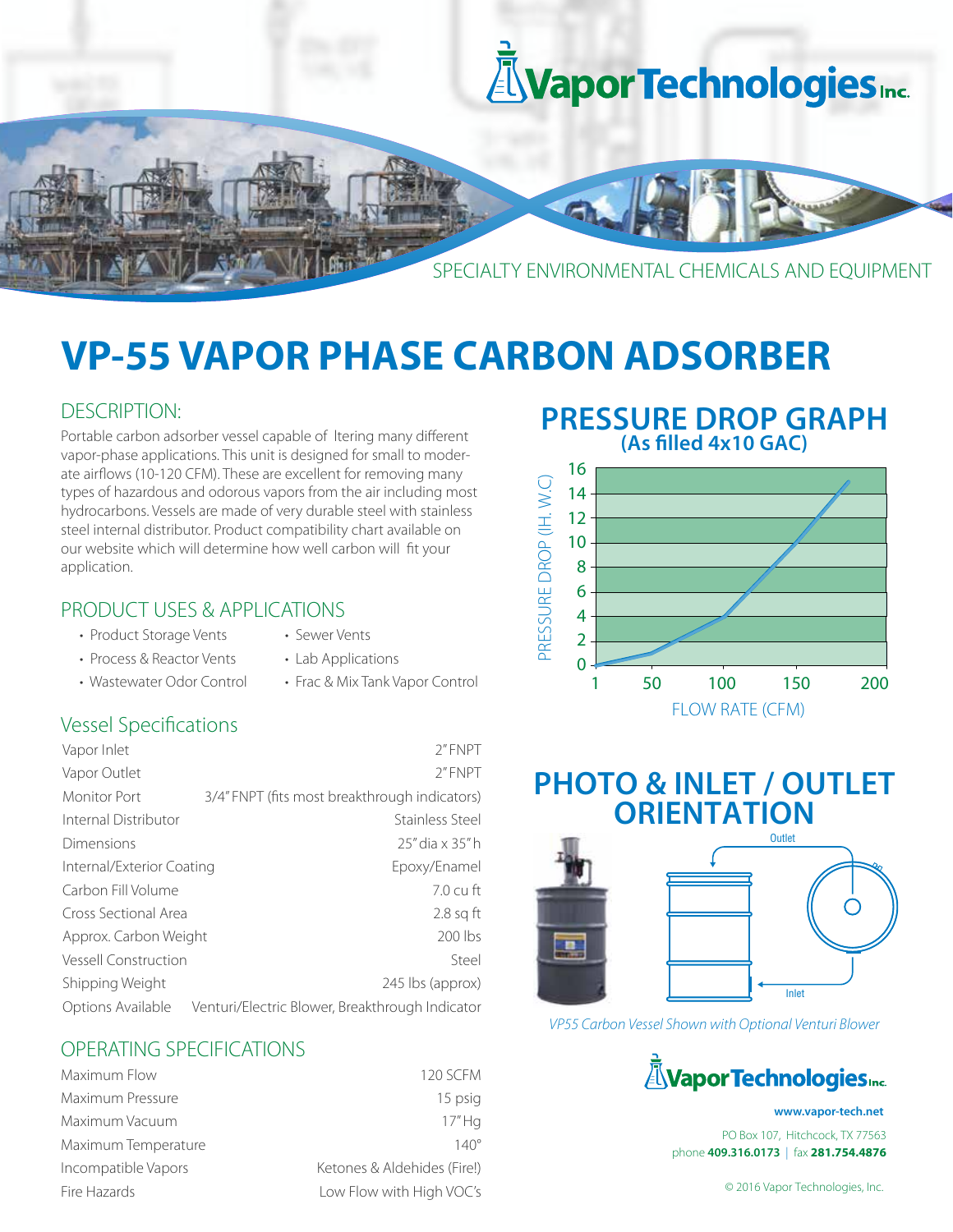Vapor Technologies Inc.

SPECIALTY ENVIRONMENTAL CHEMICALS AND EQUIPMENT

# VP-55 VAPOR PHASE CARBON ADSORBER

## DESCRIPTION:

Portable carbon adsorber vessel capable of ltering many different vapor-phase applications. This unit is designed for small to moderate airflows (10-120 CFM). These are excellent for removing many types of hazardous and odorous vapors from the air including most hydrocarbons. Vessels are made of very durable steel with stainless steel internal distributor. Product compatibility chart available on our website which will determine how well carbon will fit your application.

## PRODUCT USES & APPLICATIONS

- Product Storage Vents
- Process & Reactor Vents
- Wastewater Odor Control
- Sewer Vents
- Lab Applications
- Frac & Mix Tank Vapor Control

## Vessel Specifications

| | |
|---|---|
| Vapor Inlet | 2" FNPT |
| Vapor Outlet | 2" FNPT |
| Monitor Port | 3/4" FNPT (fits most breakthrough indicators) |
| Internal Distributor | Stainless Steel |
| Dimensions | 25" dia x 35" h |
| Internal/Exterior Coating | Epoxy/Enamel |
| Carbon Fill Volume | 7.0 cu ft |
| Cross Sectional Area | 2.8 sq ft |
| Approx. Carbon Weight | 200 lbs |
| Vessell Construction | Steel |
| Shipping Weight | 245 lbs (approx) |
| Options Available | Venturi/Electric Blower, Breakthrough Indicator |

## OPERATING SPECIFICATIONS

| | |
|---|---|
| Maximum Flow | 120 SCFM |
| Maximum Pressure | 15 psig |
| Maximum Vacuum | 17" Hg |
| Maximum Temperature | 140° |
| Incompatible Vapors | Ketones & Aldehides (Fire!) |
| Fire Hazards | Low Flow with High VOC's |

## PRESSURE DROP GRAPH
### (As filled 4x10 GAC)

PRESSURE DROP (IH. W.C)

16, 14, 12, 10, 8, 6, 4, 2, 0

1, 50, 100, 150, 200

FLOW RATE (CFM)

## PHOTO & INLET / OUTLET ORIENTATION

Outlet

Inlet

*VP55 Carbon Vessel Shown with Optional Venturi Blower*

Vapor Technologies Inc.

**www.vapor-tech.net**

PO Box 107, Hitchcock, TX 77563
phone **409.316.0173** | fax **281.754.4876**

© 2016 Vapor Technologies, Inc.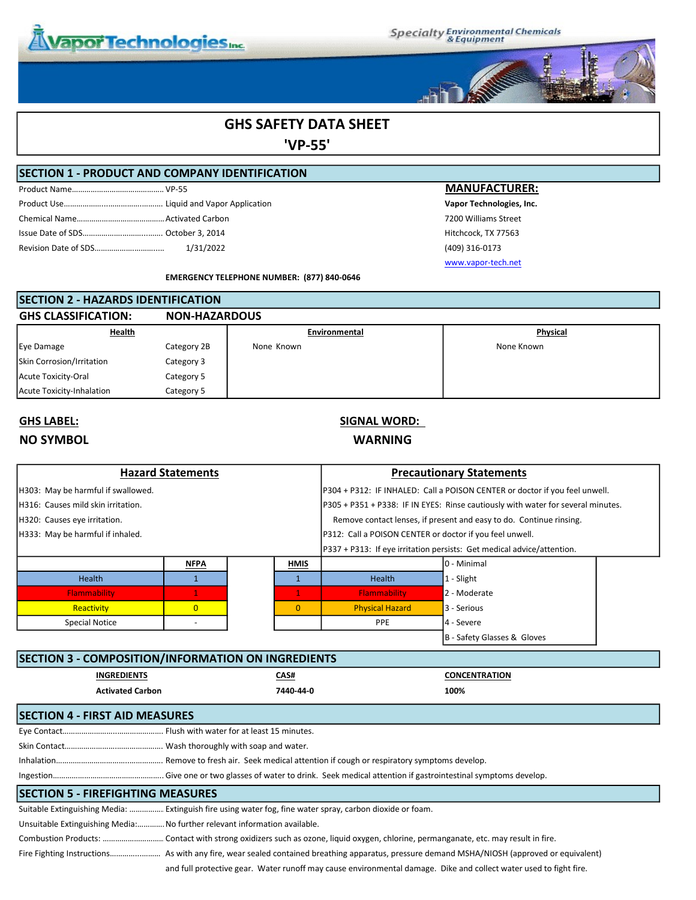Vapor Technologies Inc.

Specialty Environmental Chemicals & Equipment

# GHS SAFETY DATA SHEET
# 'VP-55'

## SECTION 1 - PRODUCT AND COMPANY IDENTIFICATION

Product Name........................................... VP-55
Product Use............................................... Liquid and Vapor Application
Chemical Name......................................... Activated Carbon
Issue Date of SDS...................................... October 3, 2014
Revision Date of SDS................................ 1/31/2022

**MANUFACTURER:**
**Vapor Technologies, Inc.**
7200 Williams Street
Hitchcock, TX 77563
(409) 316-0173
www.vapor-tech.net

**EMERGENCY TELEPHONE NUMBER: (877) 840-0646**

## SECTION 2 - HAZARDS IDENTIFICATION

**GHS CLASSIFICATION: NON-HAZARDOUS**

| Health | | Environmental | Physical |
|---|---|---|---|
| Eye Damage | Category 2B | None Known | None Known |
| Skin Corrosion/Irritation | Category 3 | | |
| Acute Toxicity-Oral | Category 5 | | |
| Acute Toxicity-Inhalation | Category 5 | | |

**GHS LABEL:**
**NO SYMBOL**

**SIGNAL WORD:**
**WARNING**

| Hazard Statements | Precautionary Statements |
|---|---|
| H303: May be harmful if swallowed. | P304 + P312: IF INHALED: Call a POISON CENTER or doctor if you feel unwell. |
| H316: Causes mild skin irritation. | P305 + P351 + P338: IF IN EYES: Rinse cautiously with water for several minutes. Remove contact lenses, if present and easy to do. Continue rinsing. |
| H320: Causes eye irritation. | P312: Call a POISON CENTER or doctor if you feel unwell. |
| H333: May be harmful if inhaled. | P337 + P313: If eye irritation persists: Get medical advice/attention. |

| | NFPA | HMIS | | |
|---|---|---|---|---|
| Health | 1 | 1 | Health | 0 - Minimal |
| Flammability | 1 | 1 | Flammability | 1 - Slight |
| Reactivity | 0 | 0 | Physical Hazard | 2 - Moderate |
| Special Notice | - | | PPE | 3 - Serious |
| | | | | 4 - Severe |
| | | | | B - Safety Glasses & Gloves |

## SECTION 3 - COMPOSITION/INFORMATION ON INGREDIENTS

| INGREDIENTS | CAS# | CONCENTRATION |
|---|---|---|
| **Activated Carbon** | **7440-44-0** | **100%** |

## SECTION 4 - FIRST AID MEASURES

Eye Contact............................................... Flush with water for at least 15 minutes.
Skin Contact.............................................. Wash thoroughly with soap and water.
Inhalation.................................................. Remove to fresh air. Seek medical attention if cough or respiratory symptoms develop.
Ingestion................................................... Give one or two glasses of water to drink. Seek medical attention if gastrointestinal symptoms develop.

## SECTION 5 - FIREFIGHTING MEASURES

Suitable Extinguishing Media: ................ Extinguish fire using water fog, fine water spray, carbon dioxide or foam.
Unsuitable Extinguishing Media:............ No further relevant information available.
Combustion Products: ............................ Contact with strong oxidizers such as ozone, liquid oxygen, chlorine, permanganate, etc. may result in fire.
Fire Fighting Instructions........................ As with any fire, wear sealed contained breathing apparatus, pressure demand MSHA/NIOSH (approved or equivalent) and full protective gear. Water runoff may cause environmental damage. Dike and collect water used to fight fire.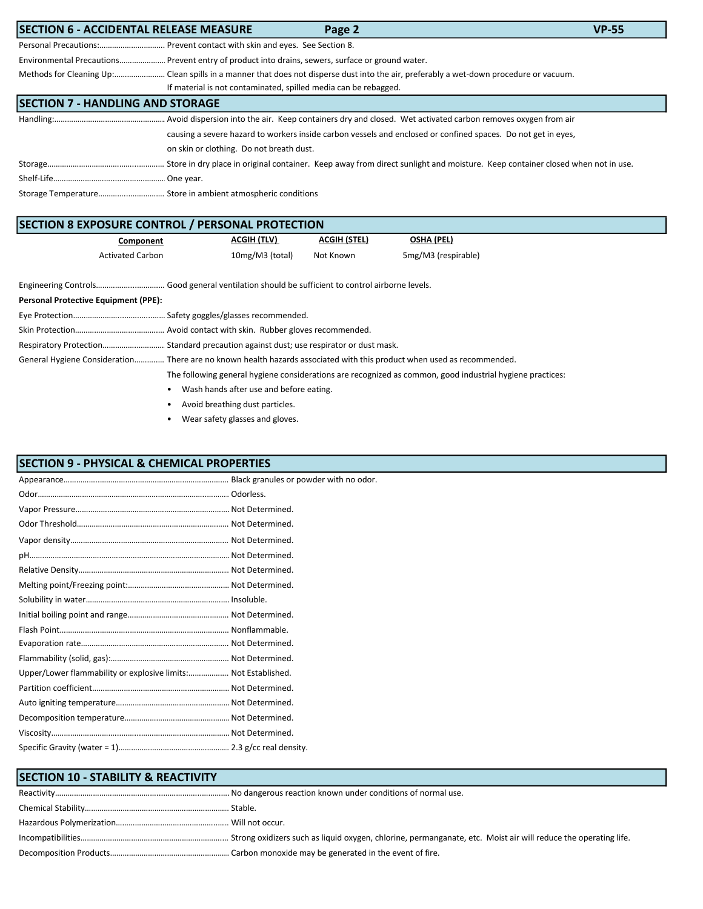## SECTION 6 - ACCIDENTAL RELEASE MEASURE

Personal Precautions:............................... Prevent contact with skin and eyes. See Section 8.

Environmental Precautions..................... Prevent entry of product into drains, sewers, surface or ground water.

Methods for Cleaning Up:....................... Clean spills in a manner that does not disperse dust into the air, preferably a wet-down procedure or vacuum. If material is not contaminated, spilled media can be rebagged.

## SECTION 7 - HANDLING AND STORAGE

Handling:................................................... Avoid dispersion into the air. Keep containers dry and closed. Wet activated carbon removes oxygen from air causing a severe hazard to workers inside carbon vessels and enclosed or confined spaces. Do not get in eyes, on skin or clothing. Do not breath dust.

Storage...................................................... Store in dry place in original container. Keep away from direct sunlight and moisture. Keep container closed when not in use.

Shelf-Life.................................................... One year.

Storage Temperature.............................. Store in ambient atmospheric conditions

## SECTION 8 EXPOSURE CONTROL / PERSONAL PROTECTION

| Component | ACGIH (TLV) | ACGIH (STEL) | OSHA (PEL) |
|---|---|---|---|
| Activated Carbon | 10mg/M3 (total) | Not Known | 5mg/M3 (respirable) |

Engineering Controls................................ Good general ventilation should be sufficient to control airborne levels.

**Personal Protective Equipment (PPE):**

Eye Protection.......................................... Safety goggles/glasses recommended.

Skin Protection......................................... Avoid contact with skin. Rubber gloves recommended.

Respiratory Protection............................. Standard precaution against dust; use respirator or dust mask.

General Hygiene Consideration............. There are no known health hazards associated with this product when used as recommended.

The following general hygiene considerations are recognized as common, good industrial hygiene practices:

- Wash hands after use and before eating.
- Avoid breathing dust particles.
- Wear safety glasses and gloves.

## SECTION 9 - PHYSICAL & CHEMICAL PROPERTIES

Appearance.............................................................................. Black granules or powder with no odor.

Odor.......................................................................................... Odorless.

Vapor Pressure........................................................................ Not Determined.

Odor Threshold....................................................................... Not Determined.

Vapor density.......................................................................... Not Determined.

pH.............................................................................................. Not Determined.

Relative Density...................................................................... Not Determined.

Melting point/Freezing point:................................................ Not Determined.

Solubility in water................................................................... Insoluble.

Initial boiling point and range................................................ Not Determined.

Flash Point................................................................................ Nonflammable.

Evaporation rate...................................................................... Not Determined.

Flammability (solid, gas):........................................................ Not Determined.

Upper/Lower flammability or explosive limits:................... Not Established.

Partition coefficient................................................................. Not Determined.

Auto igniting temperature...................................................... Not Determined.

Decomposition temperature.................................................. Not Determined.

Viscosity.................................................................................... Not Determined.

Specific Gravity (water = 1).................................................... 2.3 g/cc real density.

## SECTION 10 - STABILITY & REACTIVITY

Reactivity.................................................................................. No dangerous reaction known under conditions of normal use.

Chemical Stability.................................................................... Stable.

Hazardous Polymerization..................................................... Will not occur.

Incompatibilities...................................................................... Strong oxidizers such as liquid oxygen, chlorine, permanganate, etc. Moist air will reduce the operating life.

Decomposition Products........................................................ Carbon monoxide may be generated in the event of fire.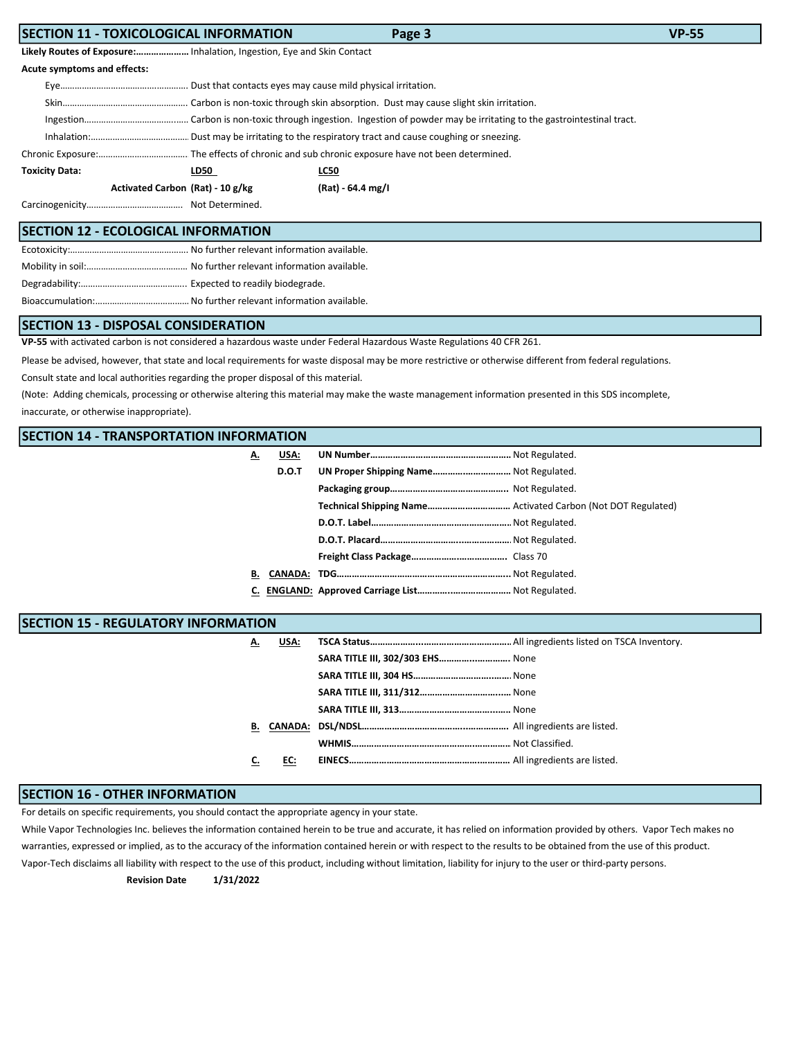## SECTION 11 - TOXICOLOGICAL INFORMATION

**Likely Routes of Exposure:**..................... Inhalation, Ingestion, Eye and Skin Contact

**Acute symptoms and effects:**

Eye.................................................... Dust that contacts eyes may cause mild physical irritation.

Skin.................................................. Carbon is non-toxic through skin absorption. Dust may cause slight skin irritation.

Ingestion.......................................... Carbon is non-toxic through ingestion. Ingestion of powder may be irritating to the gastrointestinal tract.

Inhalation:........................................ Dust may be irritating to the respiratory tract and cause coughing or sneezing.

Chronic Exposure:.................................... The effects of chronic and sub chronic exposure have not been determined.

| **Toxicity Data:** | **LD50** | **LC50** |
|---|---|---|
| **Activated Carbon** | **(Rat) - 10 g/kg** | **(Rat) - 64.4 mg/l** |

Carcinogenicity....................................... Not Determined.

## SECTION 12 - ECOLOGICAL INFORMATION

Ecotoxicity:................................................ No further relevant information available.

Mobility in soil:.......................................... No further relevant information available.

Degradability:............................................ Expected to readily biodegrade.

Bioaccumulation:....................................... No further relevant information available.

## SECTION 13 - DISPOSAL CONSIDERATION

**VP-55** with activated carbon is not considered a hazardous waste under Federal Hazardous Waste Regulations 40 CFR 261.

Please be advised, however, that state and local requirements for waste disposal may be more restrictive or otherwise different from federal regulations.

Consult state and local authorities regarding the proper disposal of this material.

(Note: Adding chemicals, processing or otherwise altering this material may make the waste management information presented in this SDS incomplete, inaccurate, or otherwise inappropriate).

## SECTION 14 - TRANSPORTATION INFORMATION

| | | | |
|---|---|---|---|
| **A.** | **USA:** | **UN Number** | Not Regulated. |
| | **D.O.T** | **UN Proper Shipping Name** | Not Regulated. |
| | | **Packaging group** | Not Regulated. |
| | | **Technical Shipping Name** | Activated Carbon (Not DOT Regulated) |
| | | **D.O.T. Label** | Not Regulated. |
| | | **D.O.T. Placard** | Not Regulated. |
| | | **Freight Class Package** | Class 70 |
| **B.** | **CANADA:** | **TDG** | Not Regulated. |
| **C.** | **ENGLAND:** | **Approved Carriage List** | Not Regulated. |

## SECTION 15 - REGULATORY INFORMATION

| | | | |
|---|---|---|---|
| **A.** | **USA:** | **TSCA Status** | All ingredients listed on TSCA Inventory. |
| | | **SARA TITLE III, 302/303 EHS** | None |
| | | **SARA TITLE III, 304 HS** | None |
| | | **SARA TITLE III, 311/312** | None |
| | | **SARA TITLE III, 313** | None |
| **B.** | **CANADA:** | **DSL/NDSL** | All ingredients are listed. |
| | | **WHMIS** | Not Classified. |
| **C.** | **EC:** | **EINECS** | All ingredients are listed. |

## SECTION 16 - OTHER INFORMATION

For details on specific requirements, you should contact the appropriate agency in your state.

While Vapor Technologies Inc. believes the information contained herein to be true and accurate, it has relied on information provided by others. Vapor Tech makes no warranties, expressed or implied, as to the accuracy of the information contained herein or with respect to the results to be obtained from the use of this product. Vapor-Tech disclaims all liability with respect to the use of this product, including without limitation, liability for injury to the user or third-party persons.

**Revision Date 1/31/2022**